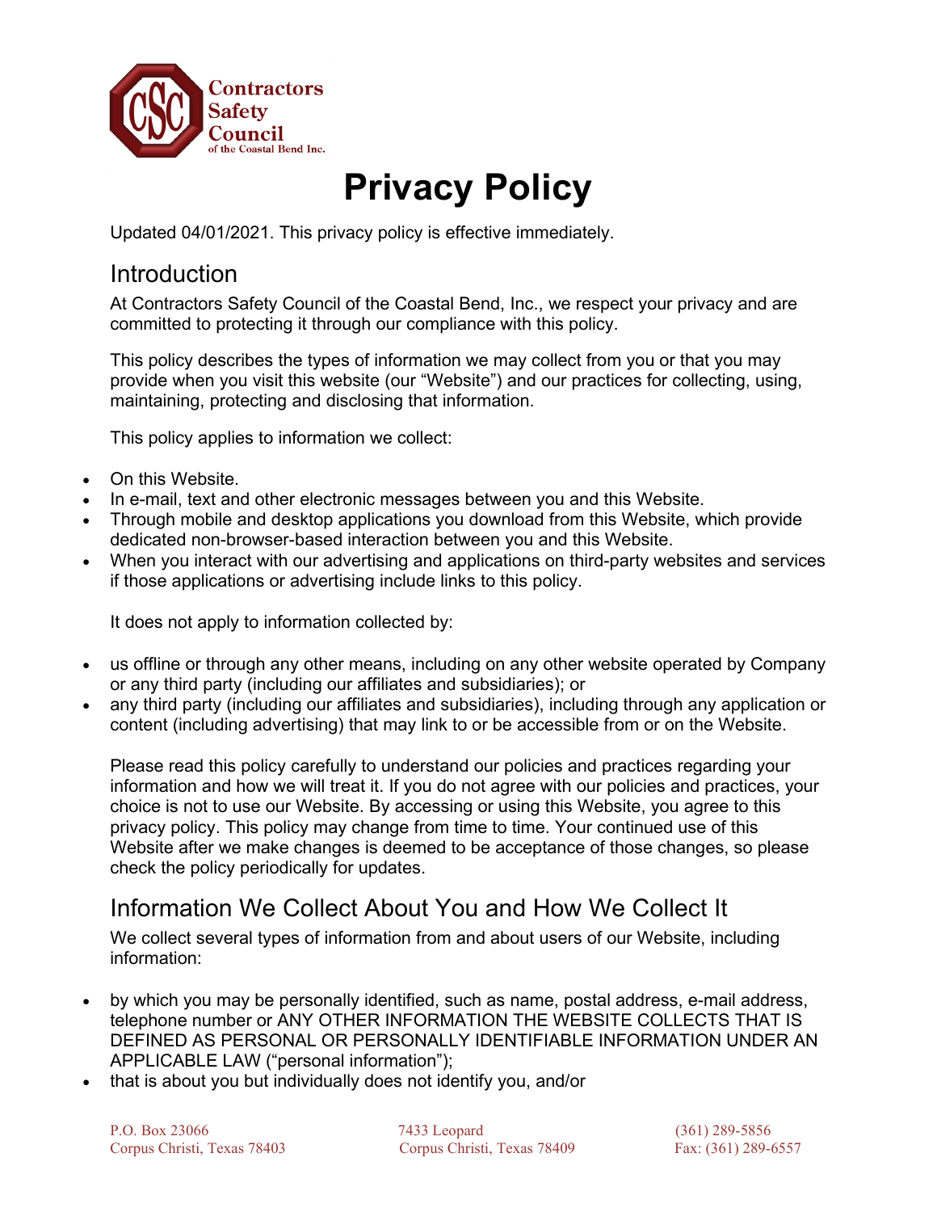# Privacy Policy

Updated 04/01/2021. This privacy policy is effective immediately.

## Introduction

At Contractors Safety Council of the Coastal Bend, Inc., we respect your privacy and are committed to protecting it through our compliance with this policy.

This policy describes the types of information we may collect from you or that you may provide when you visit this website (our "Website") and our practices for collecting, using, maintaining, protecting and disclosing that information.

This policy applies to information we collect:

- On this Website.
- In e-mail, text and other electronic messages between you and this Website.
- Through mobile and desktop applications you download from this Website, which provide dedicated non-browser-based interaction between you and this Website.
- When you interact with our advertising and applications on third-party websites and services if those applications or advertising include links to this policy.

It does not apply to information collected by:

- us offline or through any other means, including on any other website operated by Company or any third party (including our affiliates and subsidiaries); or
- any third party (including our affiliates and subsidiaries), including through any application or content (including advertising) that may link to or be accessible from or on the Website.

Please read this policy carefully to understand our policies and practices regarding your information and how we will treat it. If you do not agree with our policies and practices, your choice is not to use our Website. By accessing or using this Website, you agree to this privacy policy. This policy may change from time to time. Your continued use of this Website after we make changes is deemed to be acceptance of those changes, so please check the policy periodically for updates.

## Information We Collect About You and How We Collect It

We collect several types of information from and about users of our Website, including information:

- by which you may be personally identified, such as name, postal address, e-mail address, telephone number or ANY OTHER INFORMATION THE WEBSITE COLLECTS THAT IS DEFINED AS PERSONAL OR PERSONALLY IDENTIFIABLE INFORMATION UNDER AN APPLICABLE LAW ("personal information");
- that is about you but individually does not identify you, and/or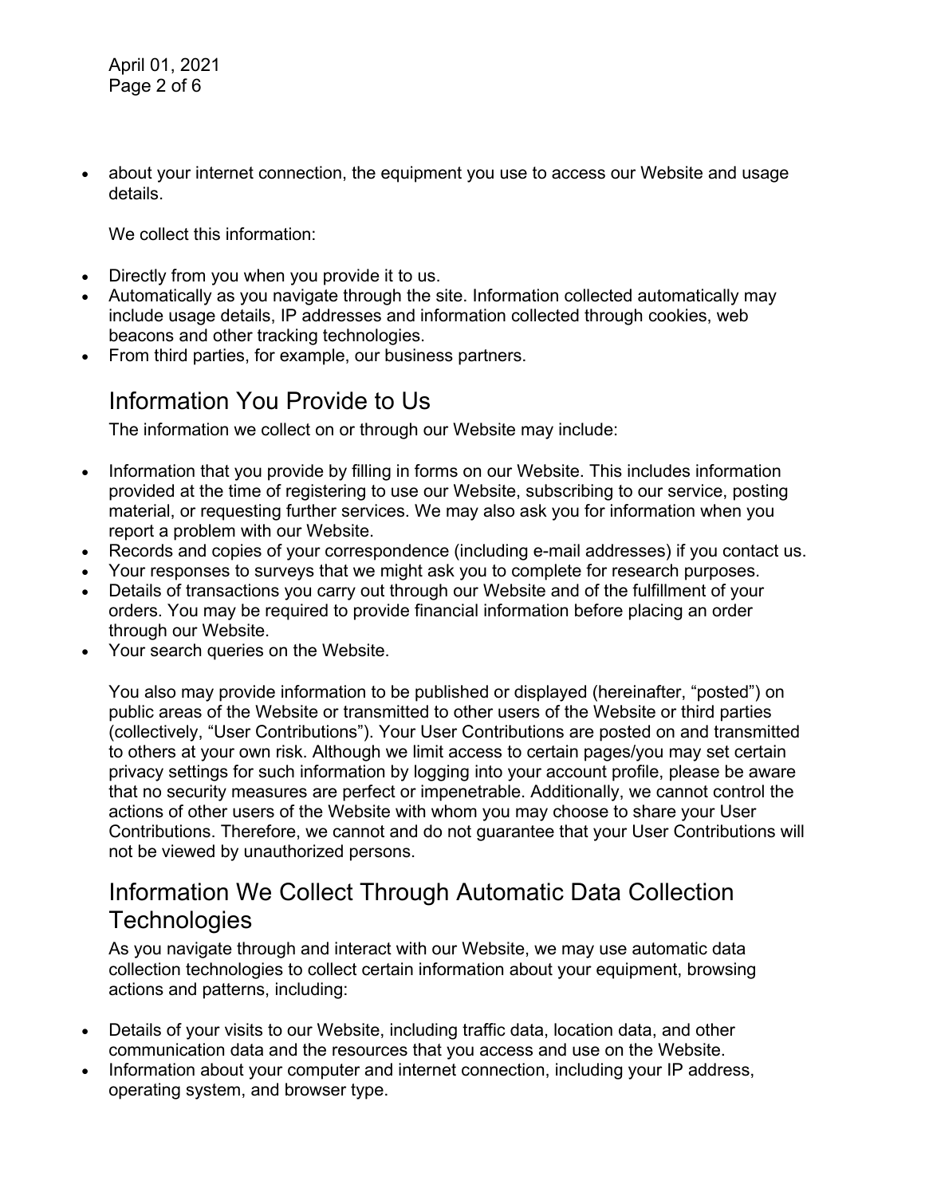- about your internet connection, the equipment you use to access our Website and usage details.

  We collect this information:

- Directly from you when you provide it to us.
- Automatically as you navigate through the site. Information collected automatically may include usage details, IP addresses and information collected through cookies, web beacons and other tracking technologies.
- From third parties, for example, our business partners.

## Information You Provide to Us

The information we collect on or through our Website may include:

- Information that you provide by filling in forms on our Website. This includes information provided at the time of registering to use our Website, subscribing to our service, posting material, or requesting further services. We may also ask you for information when you report a problem with our Website.
- Records and copies of your correspondence (including e-mail addresses) if you contact us.
- Your responses to surveys that we might ask you to complete for research purposes.
- Details of transactions you carry out through our Website and of the fulfillment of your orders. You may be required to provide financial information before placing an order through our Website.
- Your search queries on the Website.

  You also may provide information to be published or displayed (hereinafter, "posted") on public areas of the Website or transmitted to other users of the Website or third parties (collectively, "User Contributions"). Your User Contributions are posted on and transmitted to others at your own risk. Although we limit access to certain pages/you may set certain privacy settings for such information by logging into your account profile, please be aware that no security measures are perfect or impenetrable. Additionally, we cannot control the actions of other users of the Website with whom you may choose to share your User Contributions. Therefore, we cannot and do not guarantee that your User Contributions will not be viewed by unauthorized persons.

## Information We Collect Through Automatic Data Collection Technologies

As you navigate through and interact with our Website, we may use automatic data collection technologies to collect certain information about your equipment, browsing actions and patterns, including:

- Details of your visits to our Website, including traffic data, location data, and other communication data and the resources that you access and use on the Website.
- Information about your computer and internet connection, including your IP address, operating system, and browser type.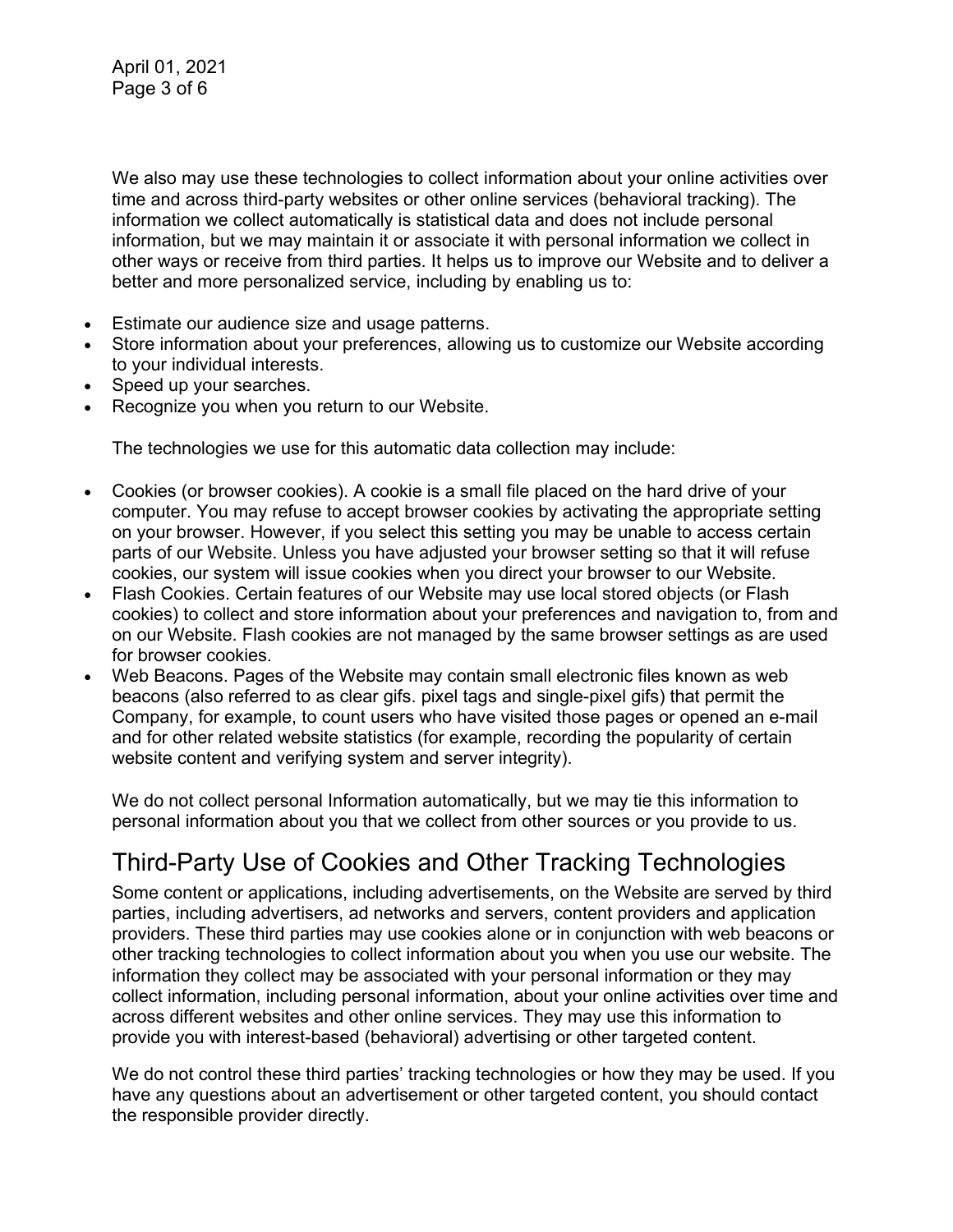We also may use these technologies to collect information about your online activities over time and across third-party websites or other online services (behavioral tracking). The information we collect automatically is statistical data and does not include personal information, but we may maintain it or associate it with personal information we collect in other ways or receive from third parties. It helps us to improve our Website and to deliver a better and more personalized service, including by enabling us to:

- Estimate our audience size and usage patterns.
- Store information about your preferences, allowing us to customize our Website according to your individual interests.
- Speed up your searches.
- Recognize you when you return to our Website.

The technologies we use for this automatic data collection may include:

- Cookies (or browser cookies). A cookie is a small file placed on the hard drive of your computer. You may refuse to accept browser cookies by activating the appropriate setting on your browser. However, if you select this setting you may be unable to access certain parts of our Website. Unless you have adjusted your browser setting so that it will refuse cookies, our system will issue cookies when you direct your browser to our Website.
- Flash Cookies. Certain features of our Website may use local stored objects (or Flash cookies) to collect and store information about your preferences and navigation to, from and on our Website. Flash cookies are not managed by the same browser settings as are used for browser cookies.
- Web Beacons. Pages of the Website may contain small electronic files known as web beacons (also referred to as clear gifs. pixel tags and single-pixel gifs) that permit the Company, for example, to count users who have visited those pages or opened an e-mail and for other related website statistics (for example, recording the popularity of certain website content and verifying system and server integrity).

We do not collect personal Information automatically, but we may tie this information to personal information about you that we collect from other sources or you provide to us.

## Third-Party Use of Cookies and Other Tracking Technologies

Some content or applications, including advertisements, on the Website are served by third parties, including advertisers, ad networks and servers, content providers and application providers. These third parties may use cookies alone or in conjunction with web beacons or other tracking technologies to collect information about you when you use our website. The information they collect may be associated with your personal information or they may collect information, including personal information, about your online activities over time and across different websites and other online services. They may use this information to provide you with interest-based (behavioral) advertising or other targeted content.

We do not control these third parties' tracking technologies or how they may be used. If you have any questions about an advertisement or other targeted content, you should contact the responsible provider directly.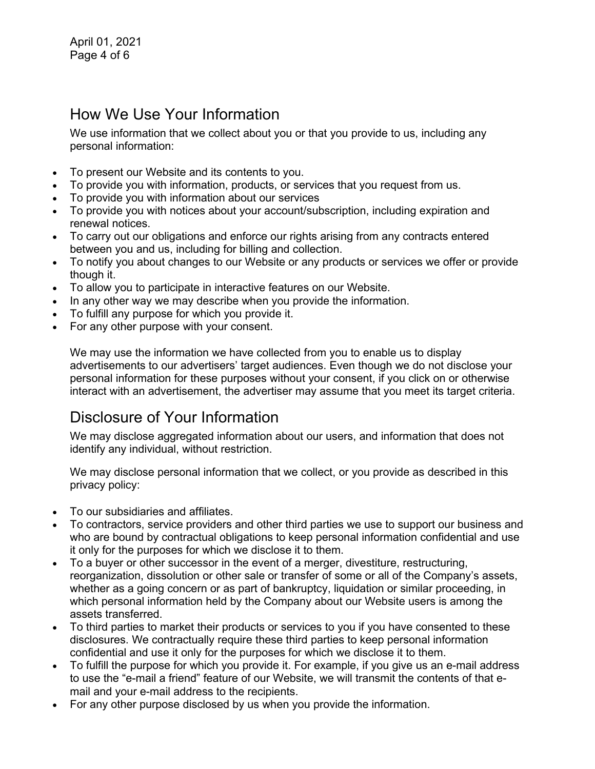## How We Use Your Information

We use information that we collect about you or that you provide to us, including any personal information:

- To present our Website and its contents to you.
- To provide you with information, products, or services that you request from us.
- To provide you with information about our services
- To provide you with notices about your account/subscription, including expiration and renewal notices.
- To carry out our obligations and enforce our rights arising from any contracts entered between you and us, including for billing and collection.
- To notify you about changes to our Website or any products or services we offer or provide though it.
- To allow you to participate in interactive features on our Website.
- In any other way we may describe when you provide the information.
- To fulfill any purpose for which you provide it.
- For any other purpose with your consent.

We may use the information we have collected from you to enable us to display advertisements to our advertisers' target audiences. Even though we do not disclose your personal information for these purposes without your consent, if you click on or otherwise interact with an advertisement, the advertiser may assume that you meet its target criteria.

## Disclosure of Your Information

We may disclose aggregated information about our users, and information that does not identify any individual, without restriction.

We may disclose personal information that we collect, or you provide as described in this privacy policy:

- To our subsidiaries and affiliates.
- To contractors, service providers and other third parties we use to support our business and who are bound by contractual obligations to keep personal information confidential and use it only for the purposes for which we disclose it to them.
- To a buyer or other successor in the event of a merger, divestiture, restructuring, reorganization, dissolution or other sale or transfer of some or all of the Company's assets, whether as a going concern or as part of bankruptcy, liquidation or similar proceeding, in which personal information held by the Company about our Website users is among the assets transferred.
- To third parties to market their products or services to you if you have consented to these disclosures. We contractually require these third parties to keep personal information confidential and use it only for the purposes for which we disclose it to them.
- To fulfill the purpose for which you provide it. For example, if you give us an e-mail address to use the "e-mail a friend" feature of our Website, we will transmit the contents of that e-mail and your e-mail address to the recipients.
- For any other purpose disclosed by us when you provide the information.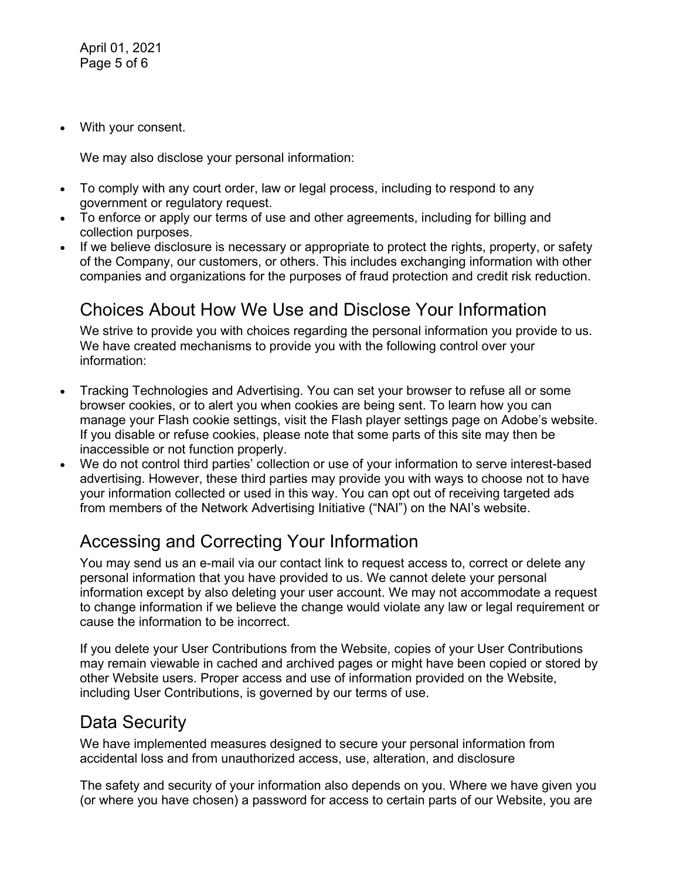- With your consent.

We may also disclose your personal information:

- To comply with any court order, law or legal process, including to respond to any government or regulatory request.
- To enforce or apply our terms of use and other agreements, including for billing and collection purposes.
- If we believe disclosure is necessary or appropriate to protect the rights, property, or safety of the Company, our customers, or others. This includes exchanging information with other companies and organizations for the purposes of fraud protection and credit risk reduction.

## Choices About How We Use and Disclose Your Information

We strive to provide you with choices regarding the personal information you provide to us. We have created mechanisms to provide you with the following control over your information:

- Tracking Technologies and Advertising. You can set your browser to refuse all or some browser cookies, or to alert you when cookies are being sent. To learn how you can manage your Flash cookie settings, visit the Flash player settings page on Adobe's website. If you disable or refuse cookies, please note that some parts of this site may then be inaccessible or not function properly.
- We do not control third parties' collection or use of your information to serve interest-based advertising. However, these third parties may provide you with ways to choose not to have your information collected or used in this way. You can opt out of receiving targeted ads from members of the Network Advertising Initiative ("NAI") on the NAI's website.

## Accessing and Correcting Your Information

You may send us an e-mail via our contact link to request access to, correct or delete any personal information that you have provided to us. We cannot delete your personal information except by also deleting your user account. We may not accommodate a request to change information if we believe the change would violate any law or legal requirement or cause the information to be incorrect.

If you delete your User Contributions from the Website, copies of your User Contributions may remain viewable in cached and archived pages or might have been copied or stored by other Website users. Proper access and use of information provided on the Website, including User Contributions, is governed by our terms of use.

## Data Security

We have implemented measures designed to secure your personal information from accidental loss and from unauthorized access, use, alteration, and disclosure

The safety and security of your information also depends on you. Where we have given you (or where you have chosen) a password for access to certain parts of our Website, you are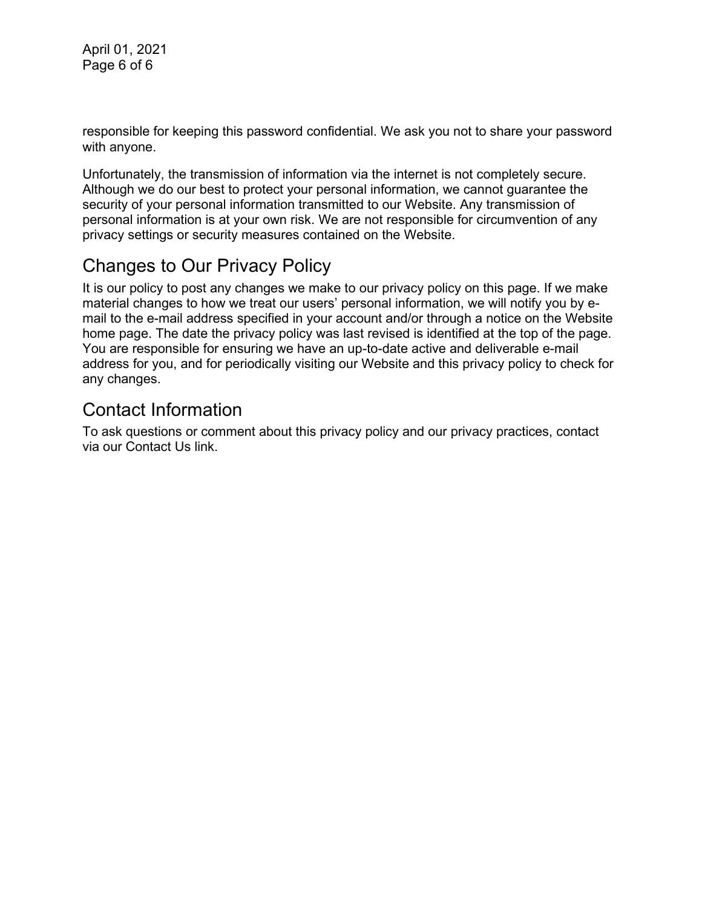responsible for keeping this password confidential. We ask you not to share your password with anyone.

Unfortunately, the transmission of information via the internet is not completely secure. Although we do our best to protect your personal information, we cannot guarantee the security of your personal information transmitted to our Website. Any transmission of personal information is at your own risk. We are not responsible for circumvention of any privacy settings or security measures contained on the Website.

## Changes to Our Privacy Policy

It is our policy to post any changes we make to our privacy policy on this page. If we make material changes to how we treat our users' personal information, we will notify you by e-mail to the e-mail address specified in your account and/or through a notice on the Website home page. The date the privacy policy was last revised is identified at the top of the page. You are responsible for ensuring we have an up-to-date active and deliverable e-mail address for you, and for periodically visiting our Website and this privacy policy to check for any changes.

## Contact Information

To ask questions or comment about this privacy policy and our privacy practices, contact via our Contact Us link.